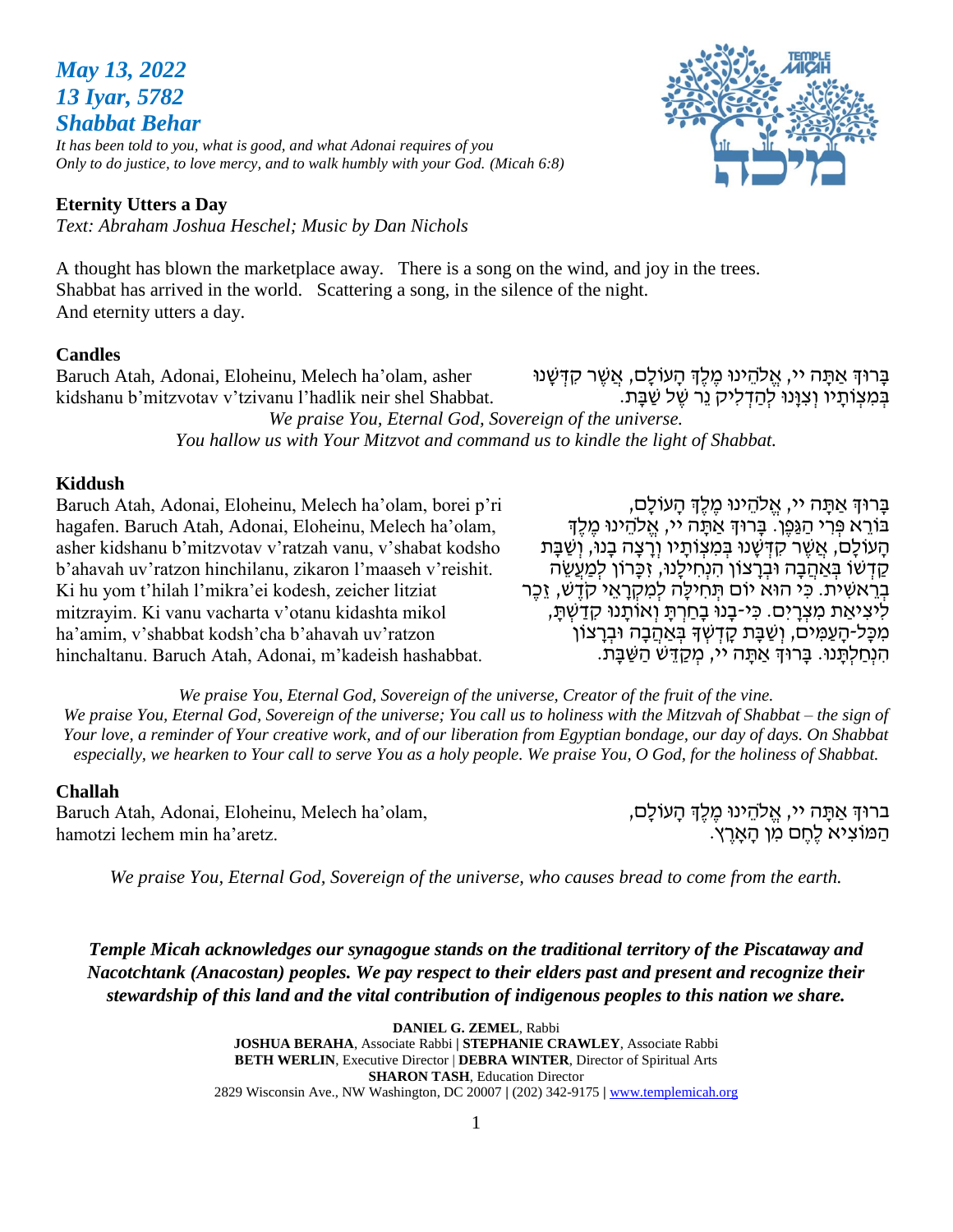***May 13, 2022***
***13 Iyar, 5782***
***Shabbat Behar***

*It has been told to you, what is good, and what Adonai requires of you*
*Only to do justice, to love mercy, and to walk humbly with your God. (Micah 6:8)*

**Eternity Utters a Day**
*Text: Abraham Joshua Heschel; Music by Dan Nichols*

A thought has blown the marketplace away. There is a song on the wind, and joy in the trees.
Shabbat has arrived in the world. Scattering a song, in the silence of the night.
And eternity utters a day.

**Candles**

Baruch Atah, Adonai, Eloheinu, Melech ha'olam, asher kidshanu b'mitzvotav v'tzivanu l'hadlik neir shel Shabbat.

בָּרוּךְ אַתָּה יי, אֱלֹהֵינוּ מֶלֶךְ הָעוֹלָם, אֲשֶׁר קִדְּשָׁנוּ בְּמִצְוֹתָיו וְצִוָּנוּ לְהַדְלִיק נֵר שֶׁל שַׁבָּת.

*We praise You, Eternal God, Sovereign of the universe.*
*You hallow us with Your Mitzvot and command us to kindle the light of Shabbat.*

**Kiddush**

Baruch Atah, Adonai, Eloheinu, Melech ha'olam, borei p'ri hagafen. Baruch Atah, Adonai, Eloheinu, Melech ha'olam, asher kidshanu b'mitzvotav v'ratzah vanu, v'shabat kodsho b'ahavah uv'ratzon hinchilanu, zikaron l'maaseh v'reishit. Ki hu yom t'hilah l'mikra'ei kodesh, zeicher litziat mitzrayim. Ki vanu vacharta v'otanu kidashta mikol ha'amim, v'shabbat kodsh'cha b'ahavah uv'ratzon hinchaltanu. Baruch Atah, Adonai, m'kadeish hashabbat.

בָּרוּךְ אַתָּה יי, אֱלֹהֵינוּ מֶלֶךְ הָעוֹלָם, בּוֹרֵא פְּרִי הַגָּפֶן. בָּרוּךְ אַתָּה יי, אֱלֹהֵינוּ מֶלֶךְ הָעוֹלָם, אֲשֶׁר קִדְּשָׁנוּ בְּמִצְוֹתָיו וְרָצָה בָנוּ, וְשַׁבַּת קָדְשׁוֹ בְּאַהֲבָה וּבְרָצוֹן הִנְחִילָנוּ, זִכָּרוֹן לְמַעֲשֵׂה בְרֵאשִׁית. כִּי הוּא יוֹם תְּחִלָּה לְמִקְרָאֵי קֹדֶשׁ, זֵכֶר לִיצִיאַת מִצְרָיִם. כִּי-בָנוּ בָחַרְתָּ וְאוֹתָנוּ קִדַּשְׁתָּ, מִכָּל-הָעַמִּים, וְשַׁבַּת קָדְשְׁךָ בְּאַהֲבָה וּבְרָצוֹן הִנְחַלְתָּנוּ. בָּרוּךְ אַתָּה יי, מְקַדֵּשׁ הַשַּׁבָּת.

*We praise You, Eternal God, Sovereign of the universe, Creator of the fruit of the vine.*
*We praise You, Eternal God, Sovereign of the universe; You call us to holiness with the Mitzvah of Shabbat – the sign of Your love, a reminder of Your creative work, and of our liberation from Egyptian bondage, our day of days. On Shabbat especially, we hearken to Your call to serve You as a holy people. We praise You, O God, for the holiness of Shabbat.*

**Challah**

Baruch Atah, Adonai, Eloheinu, Melech ha'olam, hamotzi lechem min ha'aretz.

ברוּךְ אַתָּה יי, אֱלֹהֵינוּ מֶלֶךְ הָעוֹלָם, הַמּוֹצִיא לֶחֶם מִן הָאָרֶץ.

*We praise You, Eternal God, Sovereign of the universe, who causes bread to come from the earth.*

***Temple Micah acknowledges our synagogue stands on the traditional territory of the Piscataway and Nacotchtank (Anacostan) peoples. We pay respect to their elders past and present and recognize their stewardship of this land and the vital contribution of indigenous peoples to this nation we share.***

**DANIEL G. ZEMEL**, Rabbi
**JOSHUA BERAHA**, Associate Rabbi | **STEPHANIE CRAWLEY**, Associate Rabbi
**BETH WERLIN**, Executive Director | **DEBRA WINTER**, Director of Spiritual Arts
**SHARON TASH**, Education Director
2829 Wisconsin Ave., NW Washington, DC 20007 | (202) 342-9175 | www.templemicah.org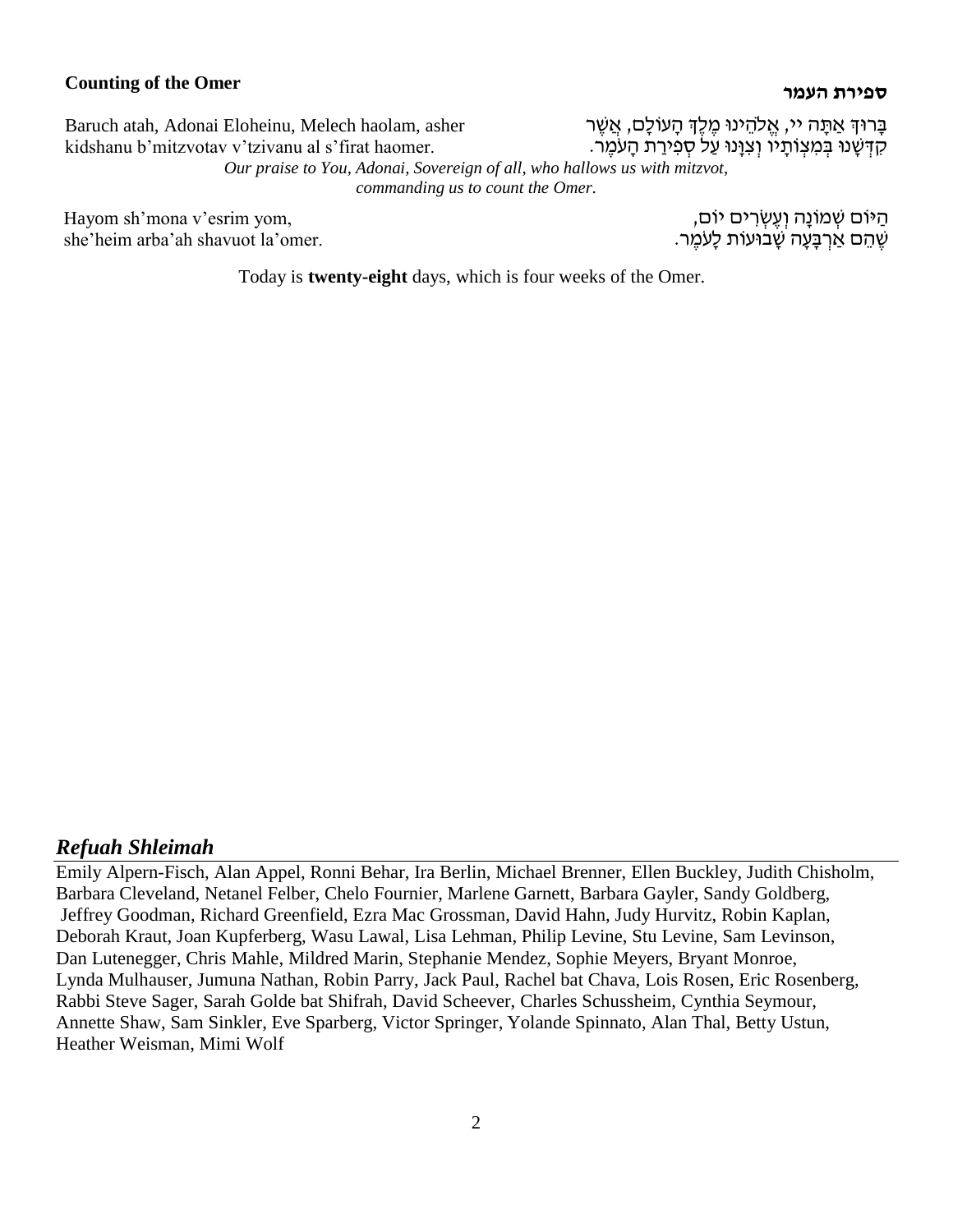### Counting of the Omer

### ספירת העמר

Baruch atah, Adonai Eloheinu, Melech haolam, asher kidshanu b'mitzvotav v'tzivanu al s'firat haomer.

בָּרוּךְ אַתָּה יי, אֱלֹהֵינוּ מֶלֶךְ הָעוֹלָם, אֲשֶׁר קִדְּשָׁנוּ בְּמִצְוֹתָיו וְצִוָּנוּ עַל סְפִירַת הָעֹמֶר.

*Our praise to You, Adonai, Sovereign of all, who hallows us with mitzvot, commanding us to count the Omer.*

Hayom sh'mona v'esrim yom, she'heim arba'ah shavuot la'omer.

הַיּוֹם שְׁמוֹנָה וְעֶשְׂרִים יוֹם, שֶׁהֵם אַרְבָּעָה שָׁבוּעוֹת לָעֹמֶר.

Today is **twenty-eight** days, which is four weeks of the Omer.

## *Refuah Shleimah*

Emily Alpern-Fisch, Alan Appel, Ronni Behar, Ira Berlin, Michael Brenner, Ellen Buckley, Judith Chisholm, Barbara Cleveland, Netanel Felber, Chelo Fournier, Marlene Garnett, Barbara Gayler, Sandy Goldberg, Jeffrey Goodman, Richard Greenfield, Ezra Mac Grossman, David Hahn, Judy Hurvitz, Robin Kaplan, Deborah Kraut, Joan Kupferberg, Wasu Lawal, Lisa Lehman, Philip Levine, Stu Levine, Sam Levinson, Dan Lutenegger, Chris Mahle, Mildred Marin, Stephanie Mendez, Sophie Meyers, Bryant Monroe, Lynda Mulhauser, Jumuna Nathan, Robin Parry, Jack Paul, Rachel bat Chava, Lois Rosen, Eric Rosenberg, Rabbi Steve Sager, Sarah Golde bat Shifrah, David Scheever, Charles Schussheim, Cynthia Seymour, Annette Shaw, Sam Sinkler, Eve Sparberg, Victor Springer, Yolande Spinnato, Alan Thal, Betty Ustun, Heather Weisman, Mimi Wolf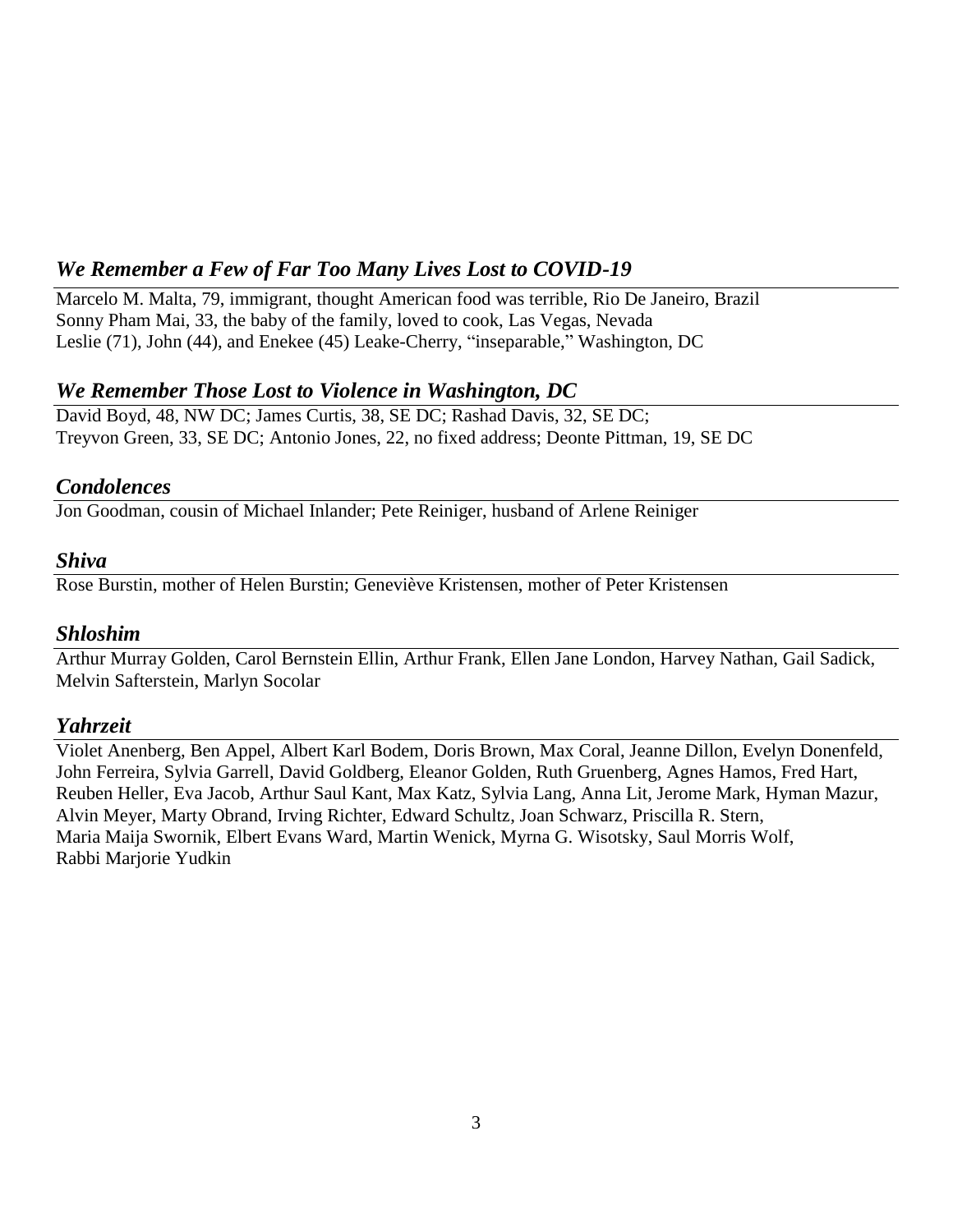## *We Remember a Few of Far Too Many Lives Lost to COVID-19*

Marcelo M. Malta, 79, immigrant, thought American food was terrible, Rio De Janeiro, Brazil
Sonny Pham Mai, 33, the baby of the family, loved to cook, Las Vegas, Nevada
Leslie (71), John (44), and Enekee (45) Leake-Cherry, "inseparable," Washington, DC

## *We Remember Those Lost to Violence in Washington, DC*

David Boyd, 48, NW DC; James Curtis, 38, SE DC; Rashad Davis, 32, SE DC;
Treyvon Green, 33, SE DC; Antonio Jones, 22, no fixed address; Deonte Pittman, 19, SE DC

## *Condolences*

Jon Goodman, cousin of Michael Inlander; Pete Reiniger, husband of Arlene Reiniger

## *Shiva*

Rose Burstin, mother of Helen Burstin; Geneviève Kristensen, mother of Peter Kristensen

## *Shloshim*

Arthur Murray Golden, Carol Bernstein Ellin, Arthur Frank, Ellen Jane London, Harvey Nathan, Gail Sadick, Melvin Safterstein, Marlyn Socolar

## *Yahrzeit*

Violet Anenberg, Ben Appel, Albert Karl Bodem, Doris Brown, Max Coral, Jeanne Dillon, Evelyn Donenfeld, John Ferreira, Sylvia Garrell, David Goldberg, Eleanor Golden, Ruth Gruenberg, Agnes Hamos, Fred Hart, Reuben Heller, Eva Jacob, Arthur Saul Kant, Max Katz, Sylvia Lang, Anna Lit, Jerome Mark, Hyman Mazur, Alvin Meyer, Marty Obrand, Irving Richter, Edward Schultz, Joan Schwarz, Priscilla R. Stern, Maria Maija Swornik, Elbert Evans Ward, Martin Wenick, Myrna G. Wisotsky, Saul Morris Wolf, Rabbi Marjorie Yudkin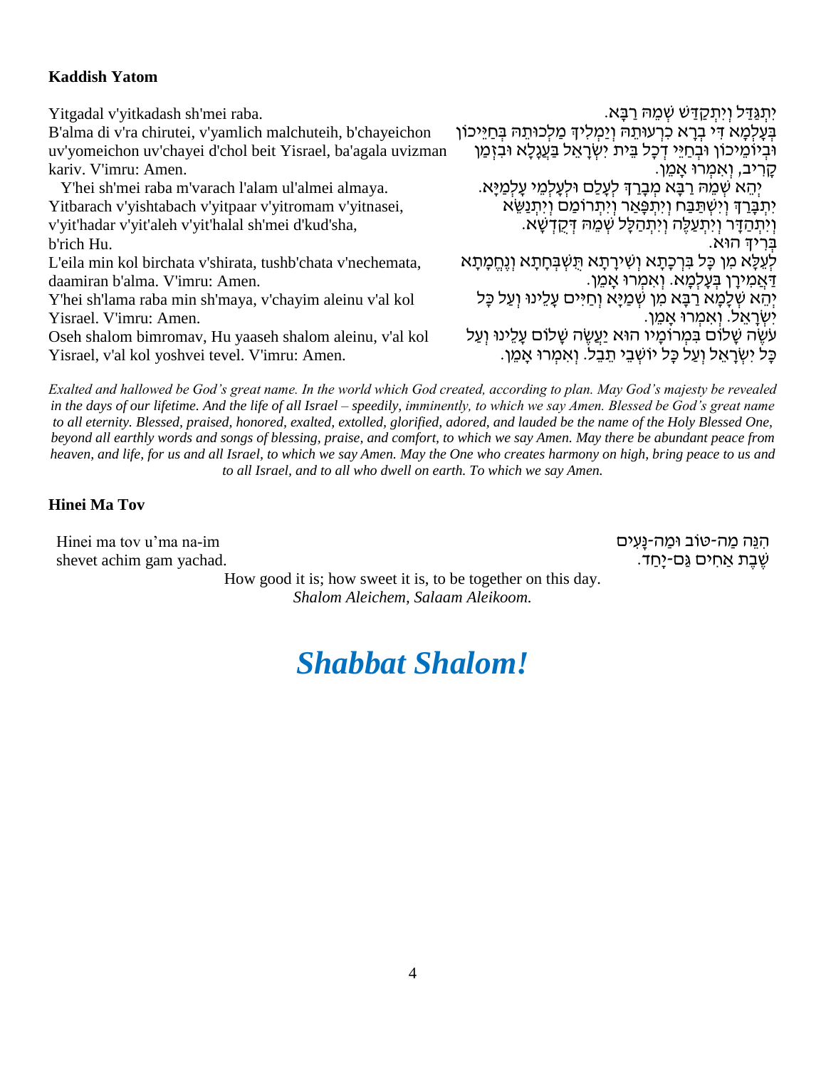**Kaddish Yatom**

Yitgadal v'yitkadash sh'mei raba.
B'alma di v'ra chirutei, v'yamlich malchuteih, b'chayeichon uv'yomeichon uv'chayei d'chol beit Yisrael, ba'agala uvizman kariv. V'imru: Amen.
Y'hei sh'mei raba m'varach l'alam ul'almei almaya.
Yitbarach v'yishtabach v'yitpaar v'yitromam v'yitnasei, v'yit'hadar v'yit'aleh v'yit'halal sh'mei d'kud'sha, b'rich Hu.
L'eila min kol birchata v'shirata, tushb'chata v'nechemata, daamiran b'alma. V'imru: Amen.
Y'hei sh'lama raba min sh'maya, v'chayim aleinu v'al kol Yisrael. V'imru: Amen.
Oseh shalom bimromav, Hu yaaseh shalom aleinu, v'al kol Yisrael, v'al kol yoshvei tevel. V'imru: Amen.

יִתְגַּדַּל וְיִתְקַדַּשׁ שְׁמֵהּ רַבָּא.
בְּעָלְמָא דִּי בְרָא כִרְעוּתֵהּ וְיַמְלִיךְ מַלְכוּתֵהּ בְּחַיֵּיכוֹן וּבְיוֹמֵיכוֹן וּבְחַיֵּי דְכָל בֵּית יִשְׂרָאֵל בַּעֲגָלָא וּבִזְמַן קָרִיב, וְאִמְרוּ אָמֵן.
יְהֵא שְׁמֵהּ רַבָּא מְבָרַךְ לְעָלַם וּלְעָלְמֵי עָלְמַיָּא.
יִתְבָּרַךְ וְיִשְׁתַּבַּח וְיִתְפָּאַר וְיִתְרוֹמַם וְיִתְנַשֵּׂא וְיִתְהַדָּר וְיִתְעַלֶּה וְיִתְהַלָּל שְׁמֵהּ דְּקֻדְשָׁא.
בְּרִיךְ הוּא.
לְעֵלָּא מִן כָּל בִּרְכָתָא וְשִׁירָתָא תֻּשְׁבְּחָתָא וְנֶחֱמָתָא דַּאֲמִירָן בְּעָלְמָא. וְאִמְרוּ אָמֵן.
יְהֵא שְׁלָמָא רַבָּא מִן שְׁמַיָּא וְחַיִּים עָלֵינוּ וְעַל כָּל יִשְׂרָאֵל. וְאִמְרוּ אָמֵן.
עֹשֶׂה שָׁלוֹם בִּמְרוֹמָיו הוּא יַעֲשֶׂה שָׁלוֹם עָלֵינוּ וְעַל כָּל יִשְׂרָאֵל וְעַל כָּל יוֹשְׁבֵי תֵבֵל. וְאִמְרוּ אָמֵן.

*Exalted and hallowed be God's great name. In the world which God created, according to plan. May God's majesty be revealed in the days of our lifetime. And the life of all Israel – speedily, imminently, to which we say Amen. Blessed be God's great name to all eternity. Blessed, praised, honored, exalted, extolled, glorified, adored, and lauded be the name of the Holy Blessed One, beyond all earthly words and songs of blessing, praise, and comfort, to which we say Amen. May there be abundant peace from heaven, and life, for us and all Israel, to which we say Amen. May the One who creates harmony on high, bring peace to us and to all Israel, and to all who dwell on earth. To which we say Amen.*

**Hinei Ma Tov**

Hinei ma tov u'ma na-im
shevet achim gam yachad.

הִנֵּה מַה-טּוֹב וּמַה-נָּעִים
שֶׁבֶת אַחִים גַּם-יָחַד.

How good it is; how sweet it is, to be together on this day.
*Shalom Aleichem, Salaam Aleikoom.*

# *Shabbat Shalom!*